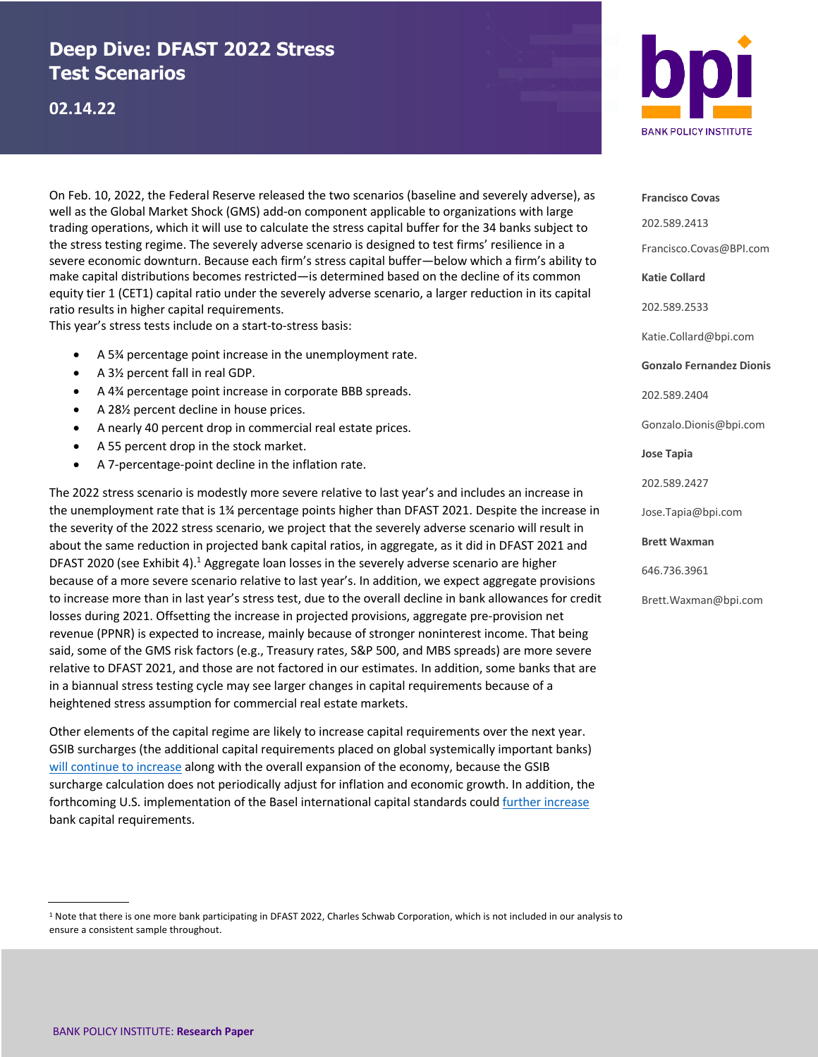# Deep Dive: DFAST 2022 Stress Test Scenarios

## 02.14.22

**BANK POLICY INSTITUTE**

**Francisco Covas**
202.589.2413
Francisco.Covas@BPI.com

**Katie Collard**
202.589.2533
Katie.Collard@bpi.com

**Gonzalo Fernandez Dionis**
202.589.2404
Gonzalo.Dionis@bpi.com

**Jose Tapia**
202.589.2427
Jose.Tapia@bpi.com

**Brett Waxman**
646.736.3961
Brett.Waxman@bpi.com

On Feb. 10, 2022, the Federal Reserve released the two scenarios (baseline and severely adverse), as well as the Global Market Shock (GMS) add-on component applicable to organizations with large trading operations, which it will use to calculate the stress capital buffer for the 34 banks subject to the stress testing regime. The severely adverse scenario is designed to test firms' resilience in a severe economic downturn. Because each firm's stress capital buffer—below which a firm's ability to make capital distributions becomes restricted—is determined based on the decline of its common equity tier 1 (CET1) capital ratio under the severely adverse scenario, a larger reduction in its capital ratio results in higher capital requirements.

This year's stress tests include on a start-to-stress basis:

- A 5¾ percentage point increase in the unemployment rate.
- A 3½ percent fall in real GDP.
- A 4¾ percentage point increase in corporate BBB spreads.
- A 28½ percent decline in house prices.
- A nearly 40 percent drop in commercial real estate prices.
- A 55 percent drop in the stock market.
- A 7-percentage-point decline in the inflation rate.

The 2022 stress scenario is modestly more severe relative to last year's and includes an increase in the unemployment rate that is 1¾ percentage points higher than DFAST 2021. Despite the increase in the severity of the 2022 stress scenario, we project that the severely adverse scenario will result in about the same reduction in projected bank capital ratios, in aggregate, as it did in DFAST 2021 and DFAST 2020 (see Exhibit 4).[1] Aggregate loan losses in the severely adverse scenario are higher because of a more severe scenario relative to last year's. In addition, we expect aggregate provisions to increase more than in last year's stress test, due to the overall decline in bank allowances for credit losses during 2021. Offsetting the increase in projected provisions, aggregate pre-provision net revenue (PPNR) is expected to increase, mainly because of stronger noninterest income. That being said, some of the GMS risk factors (e.g., Treasury rates, S&P 500, and MBS spreads) are more severe relative to DFAST 2021, and those are not factored in our estimates. In addition, some banks that are in a biannual stress testing cycle may see larger changes in capital requirements because of a heightened stress assumption for commercial real estate markets.

Other elements of the capital regime are likely to increase capital requirements over the next year. GSIB surcharges (the additional capital requirements placed on global systemically important banks) will continue to increase along with the overall expansion of the economy, because the GSIB surcharge calculation does not periodically adjust for inflation and economic growth. In addition, the forthcoming U.S. implementation of the Basel international capital standards could further increase bank capital requirements.

[1] Note that there is one more bank participating in DFAST 2022, Charles Schwab Corporation, which is not included in our analysis to ensure a consistent sample throughout.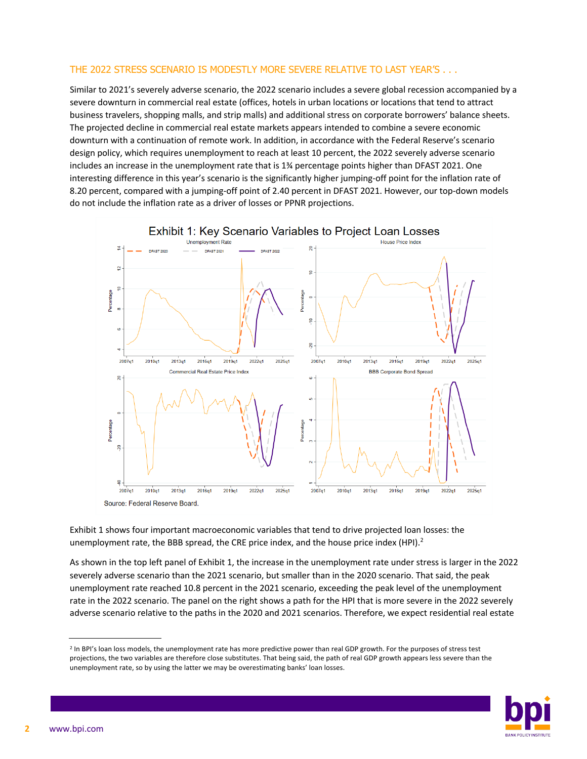## THE 2022 STRESS SCENARIO IS MODESTLY MORE SEVERE RELATIVE TO LAST YEAR'S . . .

Similar to 2021's severely adverse scenario, the 2022 scenario includes a severe global recession accompanied by a severe downturn in commercial real estate (offices, hotels in urban locations or locations that tend to attract business travelers, shopping malls, and strip malls) and additional stress on corporate borrowers' balance sheets. The projected decline in commercial real estate markets appears intended to combine a severe economic downturn with a continuation of remote work. In addition, in accordance with the Federal Reserve's scenario design policy, which requires unemployment to reach at least 10 percent, the 2022 severely adverse scenario includes an increase in the unemployment rate that is 1¾ percentage points higher than DFAST 2021. One interesting difference in this year's scenario is the significantly higher jumping-off point for the inflation rate of 8.20 percent, compared with a jumping-off point of 2.40 percent in DFAST 2021. However, our top-down models do not include the inflation rate as a driver of losses or PPNR projections.

Exhibit 1: Key Scenario Variables to Project Loan Losses

Source: Federal Reserve Board.

Exhibit 1 shows four important macroeconomic variables that tend to drive projected loan losses: the unemployment rate, the BBB spread, the CRE price index, and the house price index (HPI).[2]

As shown in the top left panel of Exhibit 1, the increase in the unemployment rate under stress is larger in the 2022 severely adverse scenario than the 2021 scenario, but smaller than in the 2020 scenario. That said, the peak unemployment rate reached 10.8 percent in the 2021 scenario, exceeding the peak level of the unemployment rate in the 2022 scenario. The panel on the right shows a path for the HPI that is more severe in the 2022 severely adverse scenario relative to the paths in the 2020 and 2021 scenarios. Therefore, we expect residential real estate

[2] In BPI's loan loss models, the unemployment rate has more predictive power than real GDP growth. For the purposes of stress test projections, the two variables are therefore close substitutes. That being said, the path of real GDP growth appears less severe than the unemployment rate, so by using the latter we may be overestimating banks' loan losses.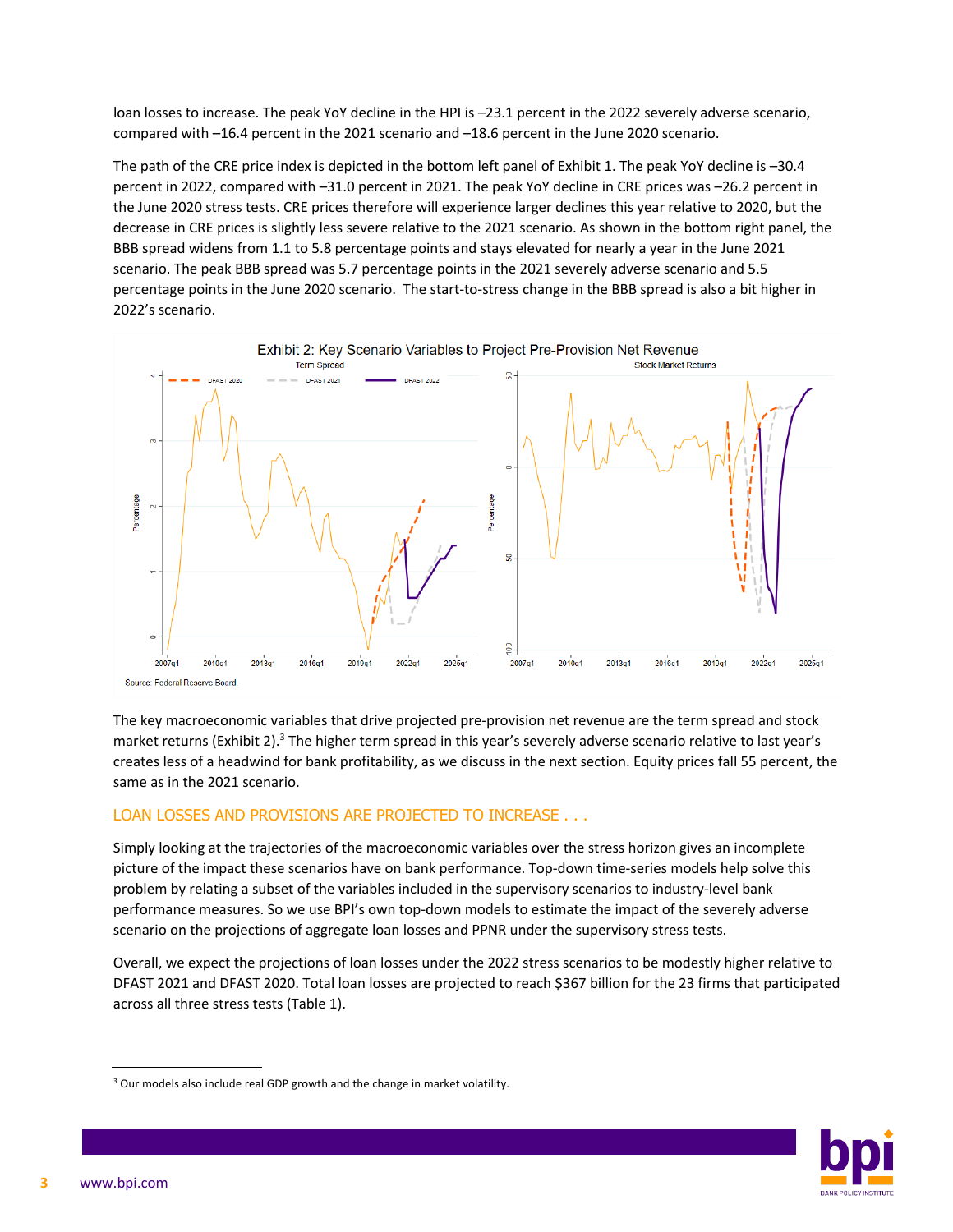loan losses to increase. The peak YoY decline in the HPI is –23.1 percent in the 2022 severely adverse scenario, compared with –16.4 percent in the 2021 scenario and –18.6 percent in the June 2020 scenario.

The path of the CRE price index is depicted in the bottom left panel of Exhibit 1. The peak YoY decline is –30.4 percent in 2022, compared with –31.0 percent in 2021. The peak YoY decline in CRE prices was –26.2 percent in the June 2020 stress tests. CRE prices therefore will experience larger declines this year relative to 2020, but the decrease in CRE prices is slightly less severe relative to the 2021 scenario. As shown in the bottom right panel, the BBB spread widens from 1.1 to 5.8 percentage points and stays elevated for nearly a year in the June 2021 scenario. The peak BBB spread was 5.7 percentage points in the 2021 severely adverse scenario and 5.5 percentage points in the June 2020 scenario. The start-to-stress change in the BBB spread is also a bit higher in 2022's scenario.

Exhibit 2: Key Scenario Variables to Project Pre-Provision Net Revenue

Source: Federal Reserve Board

The key macroeconomic variables that drive projected pre-provision net revenue are the term spread and stock market returns (Exhibit 2).[3] The higher term spread in this year's severely adverse scenario relative to last year's creates less of a headwind for bank profitability, as we discuss in the next section. Equity prices fall 55 percent, the same as in the 2021 scenario.

## LOAN LOSSES AND PROVISIONS ARE PROJECTED TO INCREASE . . .

Simply looking at the trajectories of the macroeconomic variables over the stress horizon gives an incomplete picture of the impact these scenarios have on bank performance. Top-down time-series models help solve this problem by relating a subset of the variables included in the supervisory scenarios to industry-level bank performance measures. So we use BPI's own top-down models to estimate the impact of the severely adverse scenario on the projections of aggregate loan losses and PPNR under the supervisory stress tests.

Overall, we expect the projections of loan losses under the 2022 stress scenarios to be modestly higher relative to DFAST 2021 and DFAST 2020. Total loan losses are projected to reach $367 billion for the 23 firms that participated across all three stress tests (Table 1).

---

[3] Our models also include real GDP growth and the change in market volatility.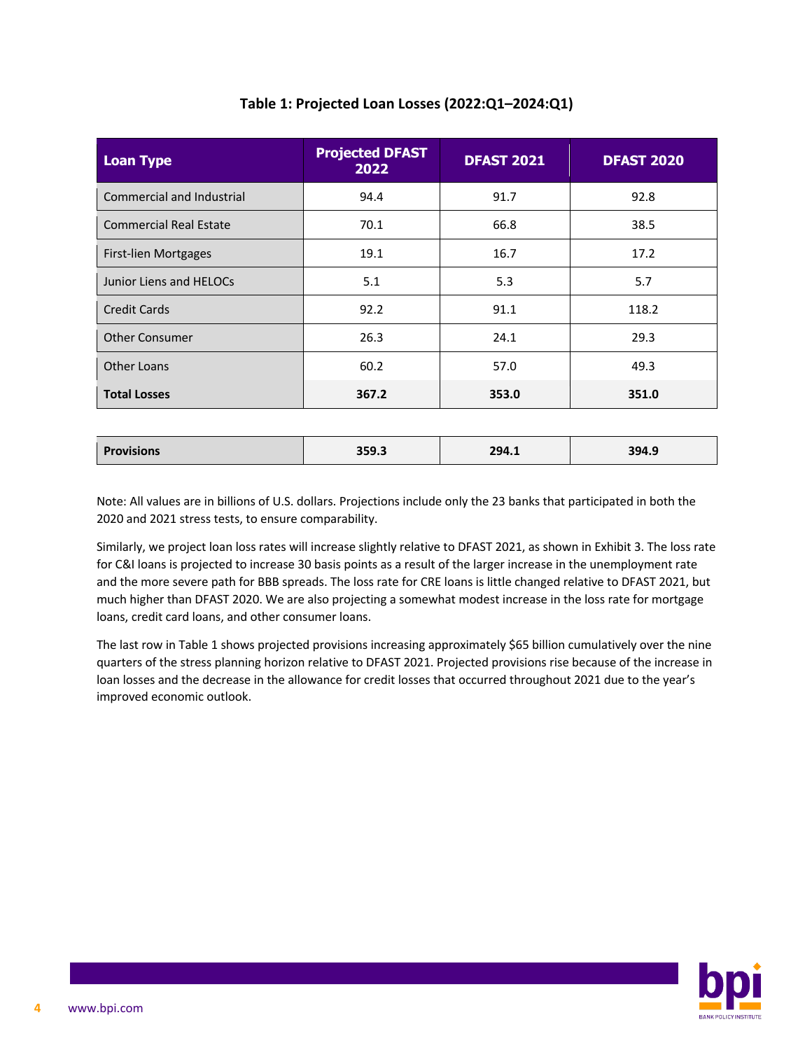**Table 1: Projected Loan Losses (2022:Q1–2024:Q1)**

| Loan Type | Projected DFAST 2022 | DFAST 2021 | DFAST 2020 |
|---|---|---|---|
| Commercial and Industrial | 94.4 | 91.7 | 92.8 |
| Commercial Real Estate | 70.1 | 66.8 | 38.5 |
| First-lien Mortgages | 19.1 | 16.7 | 17.2 |
| Junior Liens and HELOCs | 5.1 | 5.3 | 5.7 |
| Credit Cards | 92.2 | 91.1 | 118.2 |
| Other Consumer | 26.3 | 24.1 | 29.3 |
| Other Loans | 60.2 | 57.0 | 49.3 |
| **Total Losses** | **367.2** | **353.0** | **351.0** |
| | | | |
| **Provisions** | **359.3** | **294.1** | **394.9** |

Note: All values are in billions of U.S. dollars. Projections include only the 23 banks that participated in both the 2020 and 2021 stress tests, to ensure comparability.

Similarly, we project loan loss rates will increase slightly relative to DFAST 2021, as shown in Exhibit 3. The loss rate for C&I loans is projected to increase 30 basis points as a result of the larger increase in the unemployment rate and the more severe path for BBB spreads. The loss rate for CRE loans is little changed relative to DFAST 2021, but much higher than DFAST 2020. We are also projecting a somewhat modest increase in the loss rate for mortgage loans, credit card loans, and other consumer loans.

The last row in Table 1 shows projected provisions increasing approximately $65 billion cumulatively over the nine quarters of the stress planning horizon relative to DFAST 2021. Projected provisions rise because of the increase in loan losses and the decrease in the allowance for credit losses that occurred throughout 2021 due to the year's improved economic outlook.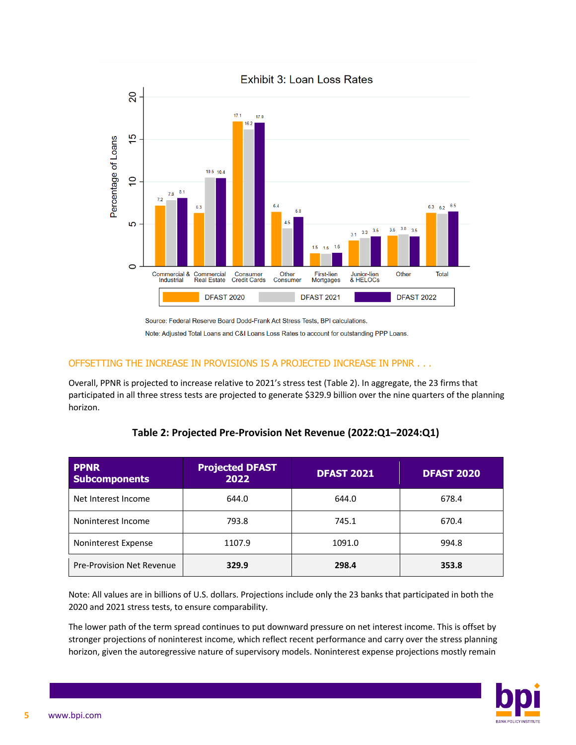Exhibit 3: Loan Loss Rates

| Percentage of Loans | DFAST 2020 | DFAST 2021 | DFAST 2022 |
|---|---|---|---|
| Commercial & Industrial | 7.2 | 7.8 | 8.1 |
| Commercial Real Estate | 6.3 | 10.5 | 10.4 |
| Consumer Credit Cards | 17.1 | 16.2 | 17.0 |
| Other Consumer | 6.4 | 4.5 | 5.8 |
| First-lien Mortgages | 1.5 | 1.5 | 1.6 |
| Junior-lien & HELOCs | 3.1 | 3.3 | 3.5 |
| Other | 3.6 | 3.8 | 3.5 |
| Total | 6.3 | 6.2 | 6.5 |

Source: Federal Reserve Board Dodd-Frank Act Stress Tests, BPI calculations.

Note: Adjusted Total Loans and C&I Loans Loss Rates to account for outstanding PPP Loans.

## OFFSETTING THE INCREASE IN PROVISIONS IS A PROJECTED INCREASE IN PPNR . . .

Overall, PPNR is projected to increase relative to 2021's stress test (Table 2). In aggregate, the 23 firms that participated in all three stress tests are projected to generate $329.9 billion over the nine quarters of the planning horizon.

**Table 2: Projected Pre-Provision Net Revenue (2022:Q1–2024:Q1)**

| PPNR Subcomponents | Projected DFAST 2022 | DFAST 2021 | DFAST 2020 |
|---|---|---|---|
| Net Interest Income | 644.0 | 644.0 | 678.4 |
| Noninterest Income | 793.8 | 745.1 | 670.4 |
| Noninterest Expense | 1107.9 | 1091.0 | 994.8 |
| Pre-Provision Net Revenue | **329.9** | **298.4** | **353.8** |

Note: All values are in billions of U.S. dollars. Projections include only the 23 banks that participated in both the 2020 and 2021 stress tests, to ensure comparability.

The lower path of the term spread continues to put downward pressure on net interest income. This is offset by stronger projections of noninterest income, which reflect recent performance and carry over the stress planning horizon, given the autoregressive nature of supervisory models. Noninterest expense projections mostly remain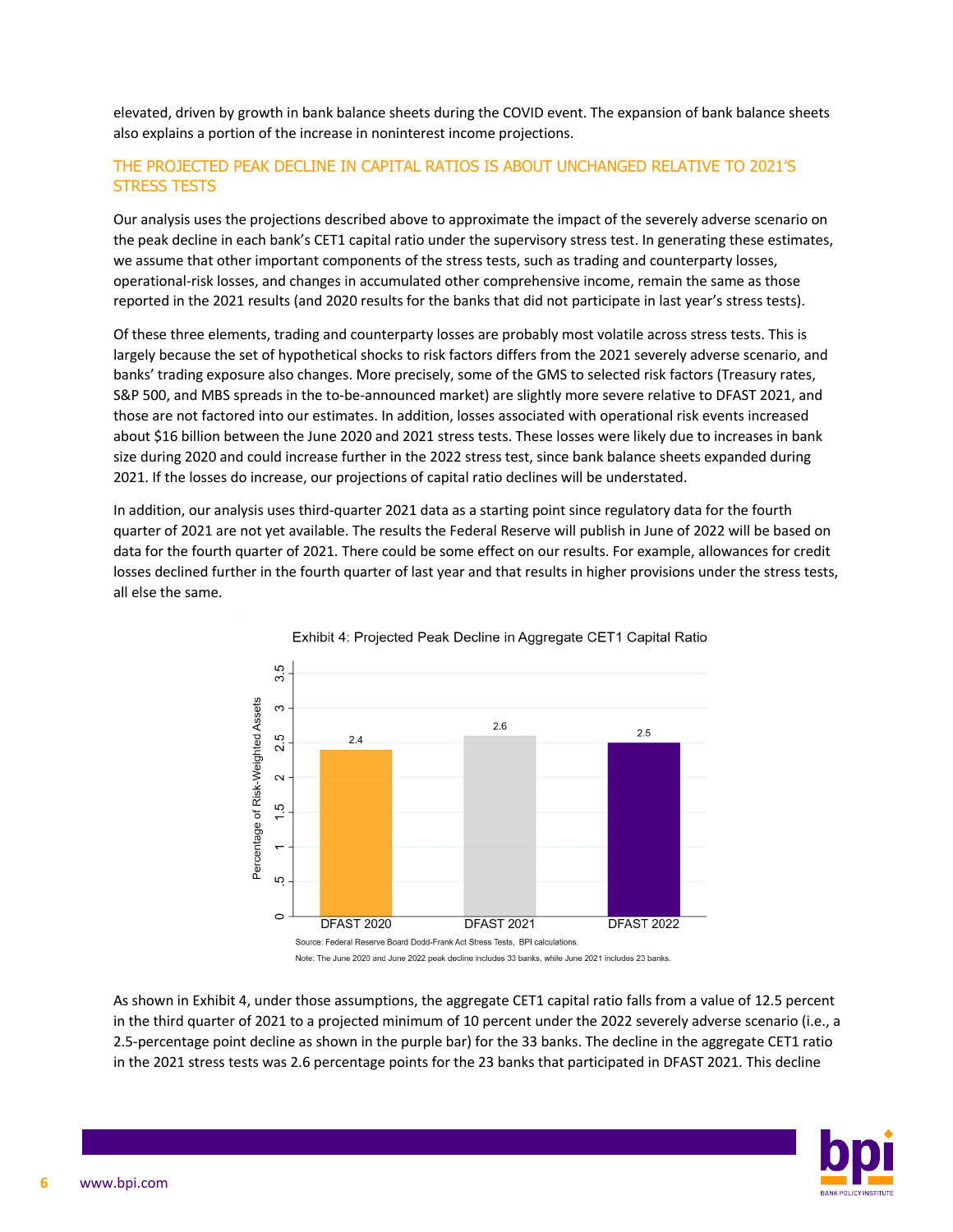elevated, driven by growth in bank balance sheets during the COVID event. The expansion of bank balance sheets also explains a portion of the increase in noninterest income projections.

## THE PROJECTED PEAK DECLINE IN CAPITAL RATIOS IS ABOUT UNCHANGED RELATIVE TO 2021'S STRESS TESTS

Our analysis uses the projections described above to approximate the impact of the severely adverse scenario on the peak decline in each bank's CET1 capital ratio under the supervisory stress test. In generating these estimates, we assume that other important components of the stress tests, such as trading and counterparty losses, operational-risk losses, and changes in accumulated other comprehensive income, remain the same as those reported in the 2021 results (and 2020 results for the banks that did not participate in last year's stress tests).

Of these three elements, trading and counterparty losses are probably most volatile across stress tests. This is largely because the set of hypothetical shocks to risk factors differs from the 2021 severely adverse scenario, and banks' trading exposure also changes. More precisely, some of the GMS to selected risk factors (Treasury rates, S&P 500, and MBS spreads in the to-be-announced market) are slightly more severe relative to DFAST 2021, and those are not factored into our estimates. In addition, losses associated with operational risk events increased about $16 billion between the June 2020 and 2021 stress tests. These losses were likely due to increases in bank size during 2020 and could increase further in the 2022 stress test, since bank balance sheets expanded during 2021. If the losses do increase, our projections of capital ratio declines will be understated.

In addition, our analysis uses third-quarter 2021 data as a starting point since regulatory data for the fourth quarter of 2021 are not yet available. The results the Federal Reserve will publish in June of 2022 will be based on data for the fourth quarter of 2021. There could be some effect on our results. For example, allowances for credit losses declined further in the fourth quarter of last year and that results in higher provisions under the stress tests, all else the same.

Exhibit 4: Projected Peak Decline in Aggregate CET1 Capital Ratio

| | Percentage of Risk-Weighted Assets |
|---|---|
| DFAST 2020 | 2.4 |
| DFAST 2021 | 2.6 |
| DFAST 2022 | 2.5 |

Source: Federal Reserve Board Dodd-Frank Act Stress Tests, BPI calculations.

Note: The June 2020 and June 2022 peak decline includes 33 banks, while June 2021 includes 23 banks.

As shown in Exhibit 4, under those assumptions, the aggregate CET1 capital ratio falls from a value of 12.5 percent in the third quarter of 2021 to a projected minimum of 10 percent under the 2022 severely adverse scenario (i.e., a 2.5-percentage point decline as shown in the purple bar) for the 33 banks. The decline in the aggregate CET1 ratio in the 2021 stress tests was 2.6 percentage points for the 23 banks that participated in DFAST 2021. This decline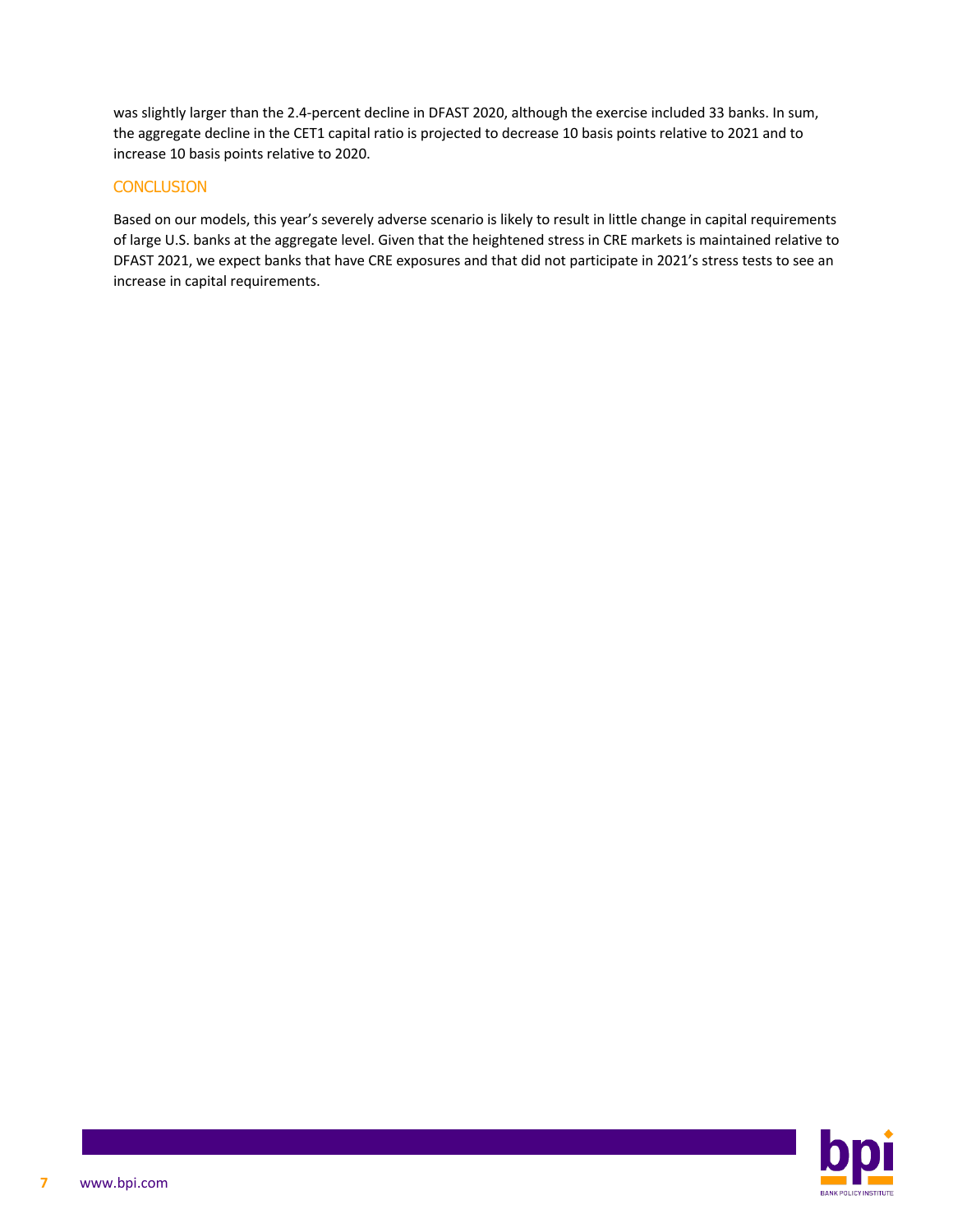was slightly larger than the 2.4-percent decline in DFAST 2020, although the exercise included 33 banks. In sum, the aggregate decline in the CET1 capital ratio is projected to decrease 10 basis points relative to 2021 and to increase 10 basis points relative to 2020.

## CONCLUSION

Based on our models, this year's severely adverse scenario is likely to result in little change in capital requirements of large U.S. banks at the aggregate level. Given that the heightened stress in CRE markets is maintained relative to DFAST 2021, we expect banks that have CRE exposures and that did not participate in 2021's stress tests to see an increase in capital requirements.